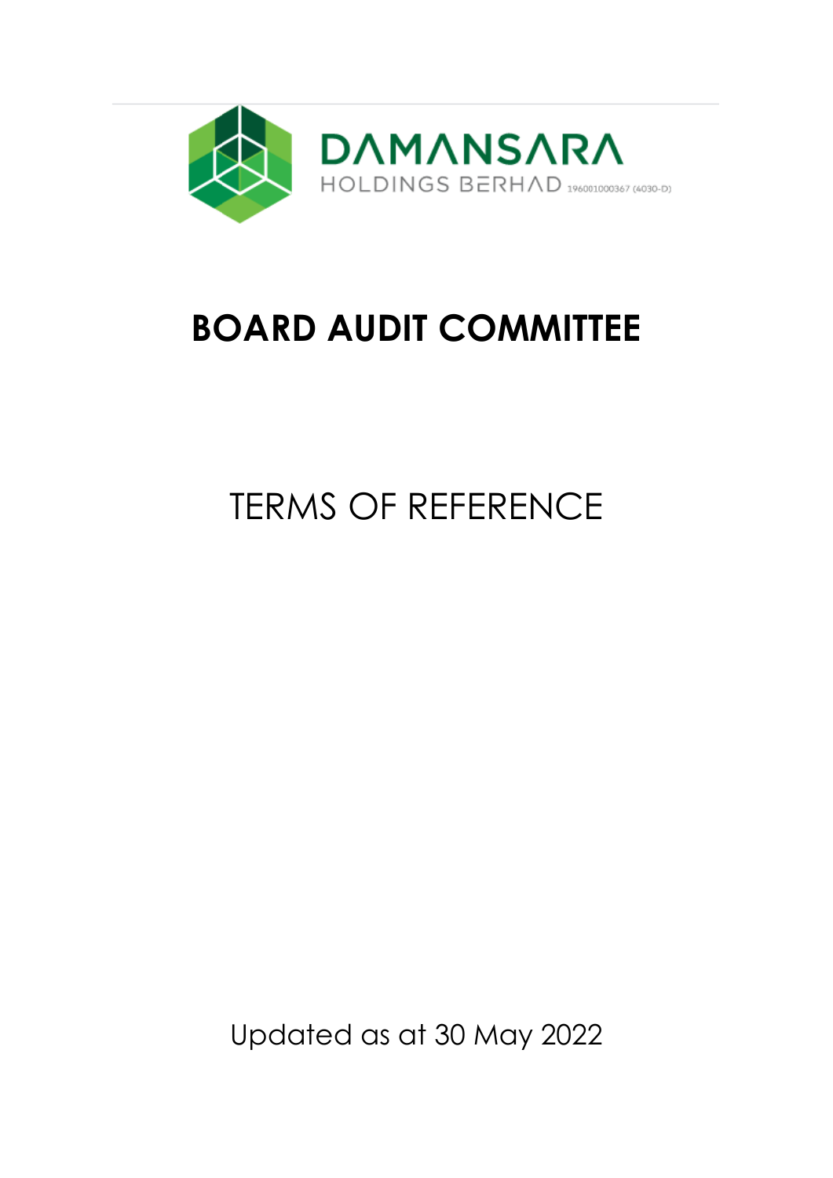DAMANSARA

HOLDINGS BERHAD 196001000367 (4030-D)

# BOARD AUDIT COMMITTEE

## TERMS OF REFERENCE

Updated as at 30 May 2022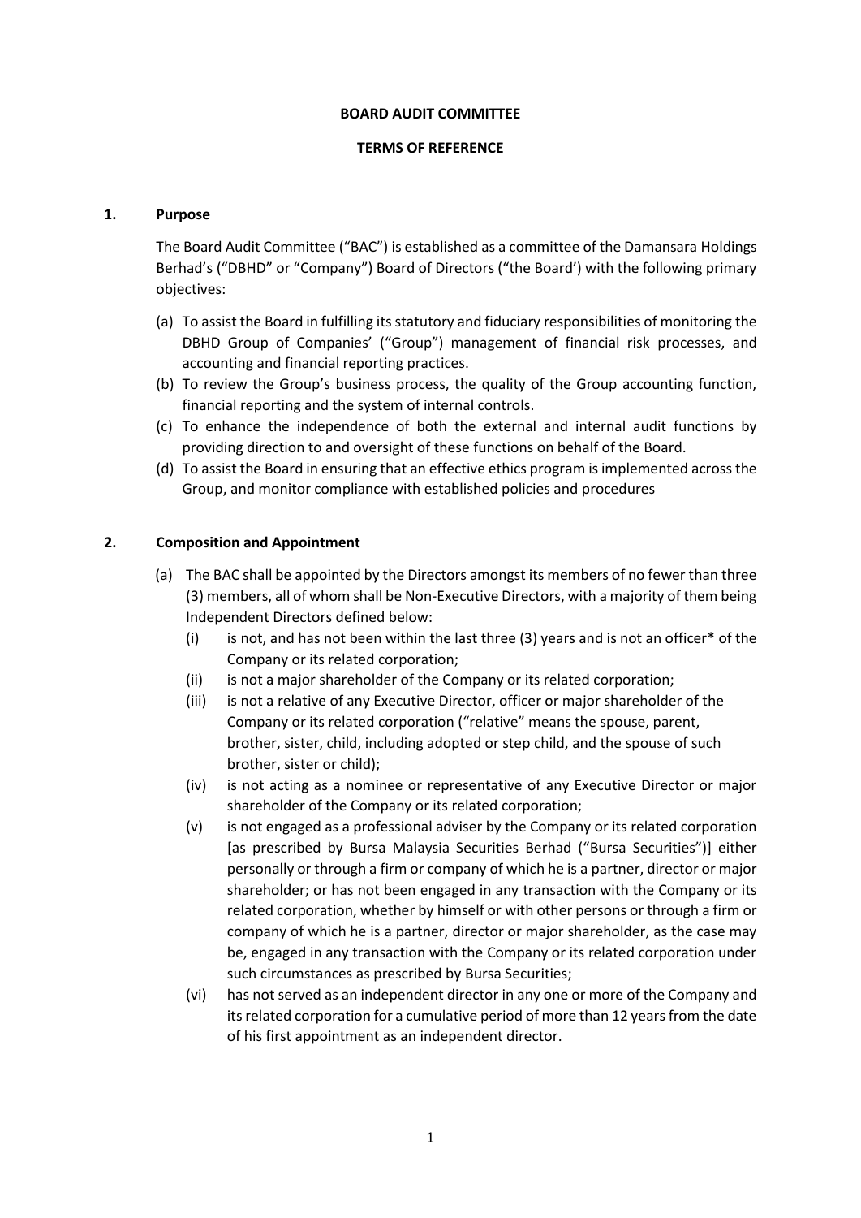**BOARD AUDIT COMMITTEE**

**TERMS OF REFERENCE**

## 1. Purpose

The Board Audit Committee ("BAC") is established as a committee of the Damansara Holdings Berhad's ("DBHD" or "Company") Board of Directors ("the Board') with the following primary objectives:

(a) To assist the Board in fulfilling its statutory and fiduciary responsibilities of monitoring the DBHD Group of Companies' ("Group") management of financial risk processes, and accounting and financial reporting practices.

(b) To review the Group's business process, the quality of the Group accounting function, financial reporting and the system of internal controls.

(c) To enhance the independence of both the external and internal audit functions by providing direction to and oversight of these functions on behalf of the Board.

(d) To assist the Board in ensuring that an effective ethics program is implemented across the Group, and monitor compliance with established policies and procedures

## 2. Composition and Appointment

(a) The BAC shall be appointed by the Directors amongst its members of no fewer than three (3) members, all of whom shall be Non-Executive Directors, with a majority of them being Independent Directors defined below:

(i) is not, and has not been within the last three (3) years and is not an officer* of the Company or its related corporation;

(ii) is not a major shareholder of the Company or its related corporation;

(iii) is not a relative of any Executive Director, officer or major shareholder of the Company or its related corporation ("relative" means the spouse, parent, brother, sister, child, including adopted or step child, and the spouse of such brother, sister or child);

(iv) is not acting as a nominee or representative of any Executive Director or major shareholder of the Company or its related corporation;

(v) is not engaged as a professional adviser by the Company or its related corporation [as prescribed by Bursa Malaysia Securities Berhad ("Bursa Securities")] either personally or through a firm or company of which he is a partner, director or major shareholder; or has not been engaged in any transaction with the Company or its related corporation, whether by himself or with other persons or through a firm or company of which he is a partner, director or major shareholder, as the case may be, engaged in any transaction with the Company or its related corporation under such circumstances as prescribed by Bursa Securities;

(vi) has not served as an independent director in any one or more of the Company and its related corporation for a cumulative period of more than 12 years from the date of his first appointment as an independent director.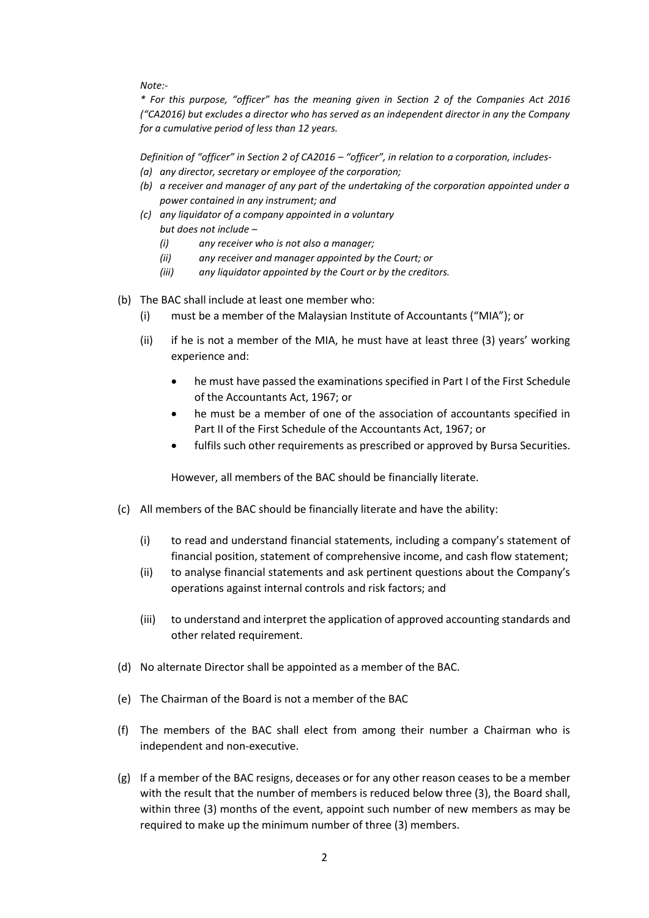*Note:-*

*\* For this purpose, "officer" has the meaning given in Section 2 of the Companies Act 2016 ("CA2016) but excludes a director who has served as an independent director in any the Company for a cumulative period of less than 12 years.*

*Definition of "officer" in Section 2 of CA2016 – "officer", in relation to a corporation, includes-*

*(a) any director, secretary or employee of the corporation;*

*(b) a receiver and manager of any part of the undertaking of the corporation appointed under a power contained in any instrument; and*

*(c) any liquidator of a company appointed in a voluntary*
*but does not include –*
  - *(i) any receiver who is not also a manager;*
  - *(ii) any receiver and manager appointed by the Court; or*
  - *(iii) any liquidator appointed by the Court or by the creditors.*

(b) The BAC shall include at least one member who:

  - (i) must be a member of the Malaysian Institute of Accountants ("MIA"); or
  - (ii) if he is not a member of the MIA, he must have at least three (3) years' working experience and:
    - he must have passed the examinations specified in Part I of the First Schedule of the Accountants Act, 1967; or
    - he must be a member of one of the association of accountants specified in Part II of the First Schedule of the Accountants Act, 1967; or
    - fulfils such other requirements as prescribed or approved by Bursa Securities.

  However, all members of the BAC should be financially literate.

(c) All members of the BAC should be financially literate and have the ability:

  - (i) to read and understand financial statements, including a company's statement of financial position, statement of comprehensive income, and cash flow statement;
  - (ii) to analyse financial statements and ask pertinent questions about the Company's operations against internal controls and risk factors; and
  - (iii) to understand and interpret the application of approved accounting standards and other related requirement.

(d) No alternate Director shall be appointed as a member of the BAC.

(e) The Chairman of the Board is not a member of the BAC

(f) The members of the BAC shall elect from among their number a Chairman who is independent and non-executive.

(g) If a member of the BAC resigns, deceases or for any other reason ceases to be a member with the result that the number of members is reduced below three (3), the Board shall, within three (3) months of the event, appoint such number of new members as may be required to make up the minimum number of three (3) members.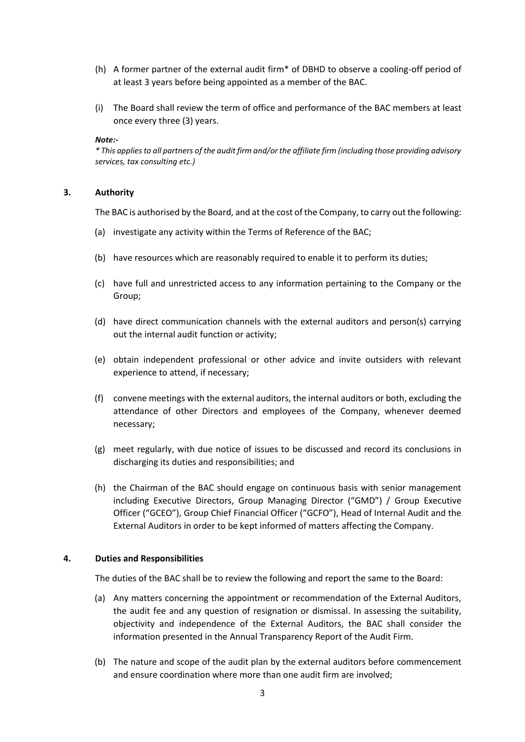(h) A former partner of the external audit firm* of DBHD to observe a cooling-off period of at least 3 years before being appointed as a member of the BAC.

(i) The Board shall review the term of office and performance of the BAC members at least once every three (3) years.

***Note:-***

*\* This applies to all partners of the audit firm and/or the affiliate firm (including those providing advisory services, tax consulting etc.)*

## 3. Authority

The BAC is authorised by the Board, and at the cost of the Company, to carry out the following:

(a) investigate any activity within the Terms of Reference of the BAC;

(b) have resources which are reasonably required to enable it to perform its duties;

(c) have full and unrestricted access to any information pertaining to the Company or the Group;

(d) have direct communication channels with the external auditors and person(s) carrying out the internal audit function or activity;

(e) obtain independent professional or other advice and invite outsiders with relevant experience to attend, if necessary;

(f) convene meetings with the external auditors, the internal auditors or both, excluding the attendance of other Directors and employees of the Company, whenever deemed necessary;

(g) meet regularly, with due notice of issues to be discussed and record its conclusions in discharging its duties and responsibilities; and

(h) the Chairman of the BAC should engage on continuous basis with senior management including Executive Directors, Group Managing Director ("GMD") / Group Executive Officer ("GCEO"), Group Chief Financial Officer ("GCFO"), Head of Internal Audit and the External Auditors in order to be kept informed of matters affecting the Company.

## 4. Duties and Responsibilities

The duties of the BAC shall be to review the following and report the same to the Board:

(a) Any matters concerning the appointment or recommendation of the External Auditors, the audit fee and any question of resignation or dismissal. In assessing the suitability, objectivity and independence of the External Auditors, the BAC shall consider the information presented in the Annual Transparency Report of the Audit Firm.

(b) The nature and scope of the audit plan by the external auditors before commencement and ensure coordination where more than one audit firm are involved;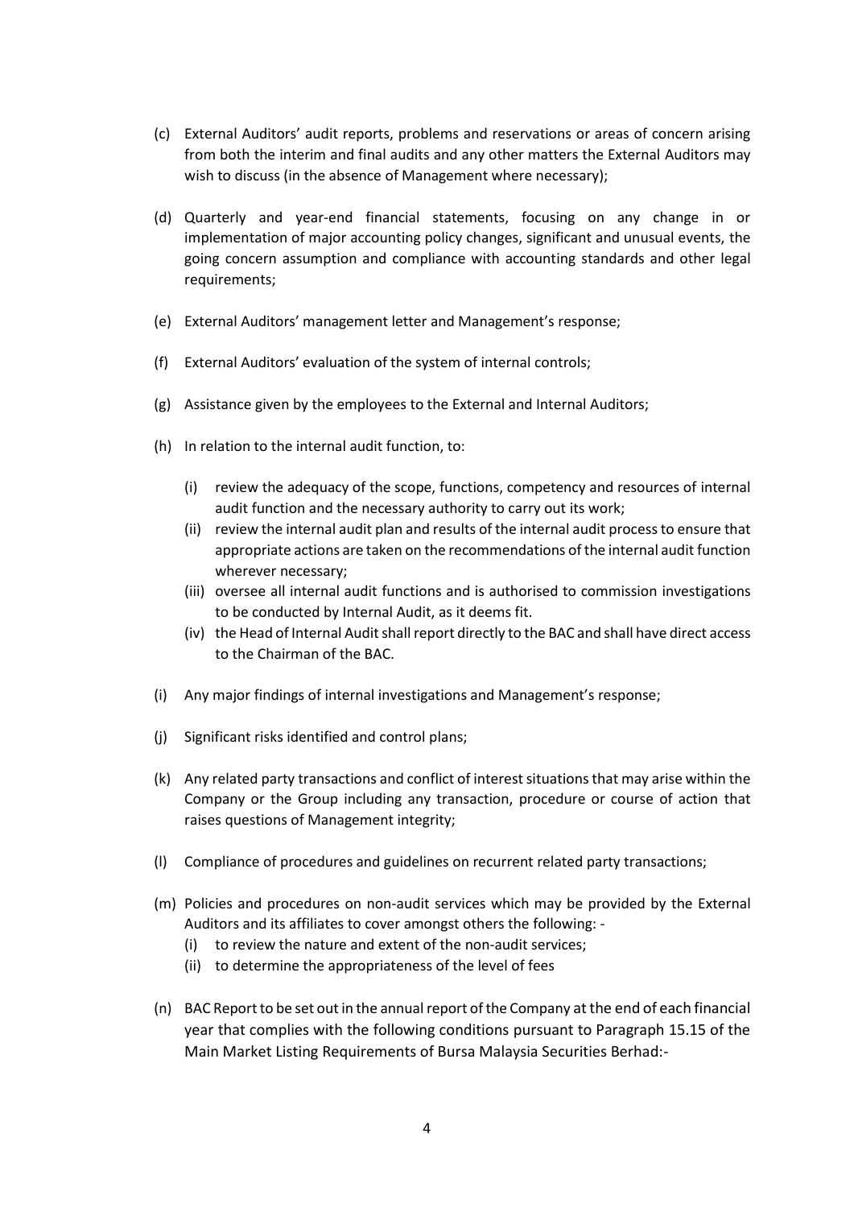(c) External Auditors' audit reports, problems and reservations or areas of concern arising from both the interim and final audits and any other matters the External Auditors may wish to discuss (in the absence of Management where necessary);

(d) Quarterly and year-end financial statements, focusing on any change in or implementation of major accounting policy changes, significant and unusual events, the going concern assumption and compliance with accounting standards and other legal requirements;

(e) External Auditors' management letter and Management's response;

(f) External Auditors' evaluation of the system of internal controls;

(g) Assistance given by the employees to the External and Internal Auditors;

(h) In relation to the internal audit function, to:

   (i) review the adequacy of the scope, functions, competency and resources of internal audit function and the necessary authority to carry out its work;
   (ii) review the internal audit plan and results of the internal audit process to ensure that appropriate actions are taken on the recommendations of the internal audit function wherever necessary;
   (iii) oversee all internal audit functions and is authorised to commission investigations to be conducted by Internal Audit, as it deems fit.
   (iv) the Head of Internal Audit shall report directly to the BAC and shall have direct access to the Chairman of the BAC.

(i) Any major findings of internal investigations and Management's response;

(j) Significant risks identified and control plans;

(k) Any related party transactions and conflict of interest situations that may arise within the Company or the Group including any transaction, procedure or course of action that raises questions of Management integrity;

(l) Compliance of procedures and guidelines on recurrent related party transactions;

(m) Policies and procedures on non-audit services which may be provided by the External Auditors and its affiliates to cover amongst others the following: -
   (i) to review the nature and extent of the non-audit services;
   (ii) to determine the appropriateness of the level of fees

(n) BAC Report to be set out in the annual report of the Company at the end of each financial year that complies with the following conditions pursuant to Paragraph 15.15 of the Main Market Listing Requirements of Bursa Malaysia Securities Berhad:-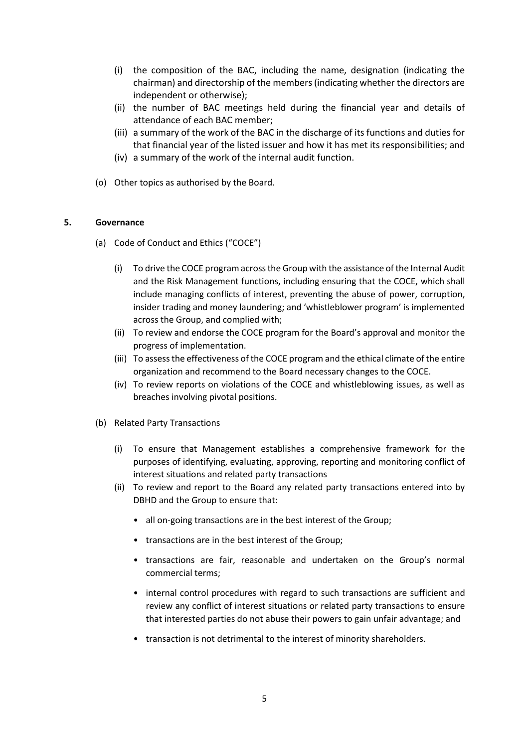(i) the composition of the BAC, including the name, designation (indicating the chairman) and directorship of the members (indicating whether the directors are independent or otherwise);

(ii) the number of BAC meetings held during the financial year and details of attendance of each BAC member;

(iii) a summary of the work of the BAC in the discharge of its functions and duties for that financial year of the listed issuer and how it has met its responsibilities; and

(iv) a summary of the work of the internal audit function.

(o) Other topics as authorised by the Board.

## 5. Governance

(a) Code of Conduct and Ethics ("COCE")

(i) To drive the COCE program across the Group with the assistance of the Internal Audit and the Risk Management functions, including ensuring that the COCE, which shall include managing conflicts of interest, preventing the abuse of power, corruption, insider trading and money laundering; and 'whistleblower program' is implemented across the Group, and complied with;

(ii) To review and endorse the COCE program for the Board's approval and monitor the progress of implementation.

(iii) To assess the effectiveness of the COCE program and the ethical climate of the entire organization and recommend to the Board necessary changes to the COCE.

(iv) To review reports on violations of the COCE and whistleblowing issues, as well as breaches involving pivotal positions.

(b) Related Party Transactions

(i) To ensure that Management establishes a comprehensive framework for the purposes of identifying, evaluating, approving, reporting and monitoring conflict of interest situations and related party transactions

(ii) To review and report to the Board any related party transactions entered into by DBHD and the Group to ensure that:

- all on-going transactions are in the best interest of the Group;
- transactions are in the best interest of the Group;
- transactions are fair, reasonable and undertaken on the Group's normal commercial terms;
- internal control procedures with regard to such transactions are sufficient and review any conflict of interest situations or related party transactions to ensure that interested parties do not abuse their powers to gain unfair advantage; and
- transaction is not detrimental to the interest of minority shareholders.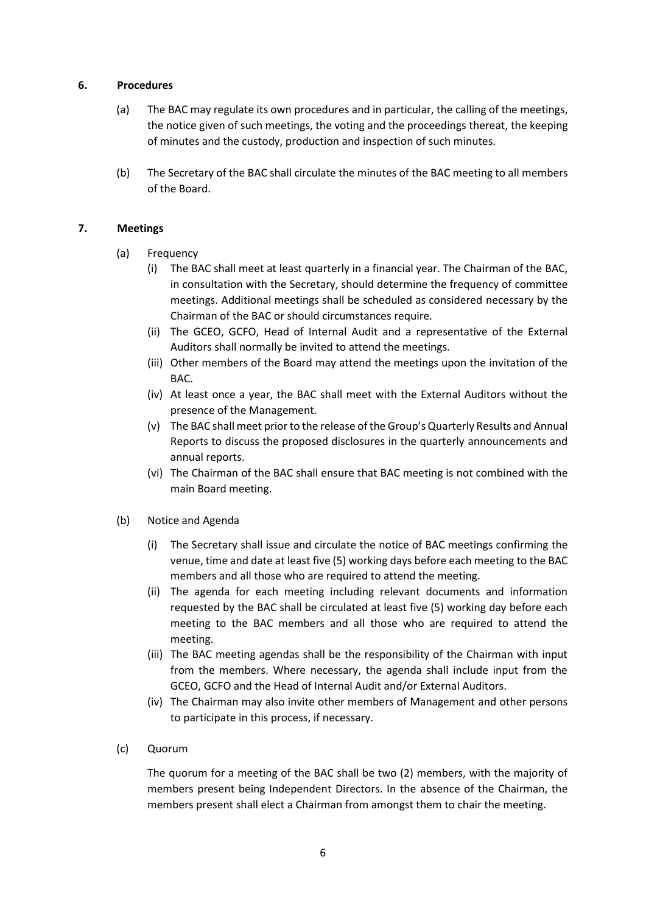**6. Procedures**

(a) The BAC may regulate its own procedures and in particular, the calling of the meetings, the notice given of such meetings, the voting and the proceedings thereat, the keeping of minutes and the custody, production and inspection of such minutes.

(b) The Secretary of the BAC shall circulate the minutes of the BAC meeting to all members of the Board.

**7. Meetings**

(a) Frequency

(i) The BAC shall meet at least quarterly in a financial year. The Chairman of the BAC, in consultation with the Secretary, should determine the frequency of committee meetings. Additional meetings shall be scheduled as considered necessary by the Chairman of the BAC or should circumstances require.

(ii) The GCEO, GCFO, Head of Internal Audit and a representative of the External Auditors shall normally be invited to attend the meetings.

(iii) Other members of the Board may attend the meetings upon the invitation of the BAC.

(iv) At least once a year, the BAC shall meet with the External Auditors without the presence of the Management.

(v) The BAC shall meet prior to the release of the Group's Quarterly Results and Annual Reports to discuss the proposed disclosures in the quarterly announcements and annual reports.

(vi) The Chairman of the BAC shall ensure that BAC meeting is not combined with the main Board meeting.

(b) Notice and Agenda

(i) The Secretary shall issue and circulate the notice of BAC meetings confirming the venue, time and date at least five (5) working days before each meeting to the BAC members and all those who are required to attend the meeting.

(ii) The agenda for each meeting including relevant documents and information requested by the BAC shall be circulated at least five (5) working day before each meeting to the BAC members and all those who are required to attend the meeting.

(iii) The BAC meeting agendas shall be the responsibility of the Chairman with input from the members. Where necessary, the agenda shall include input from the GCEO, GCFO and the Head of Internal Audit and/or External Auditors.

(iv) The Chairman may also invite other members of Management and other persons to participate in this process, if necessary.

(c) Quorum

The quorum for a meeting of the BAC shall be two (2) members, with the majority of members present being Independent Directors. In the absence of the Chairman, the members present shall elect a Chairman from amongst them to chair the meeting.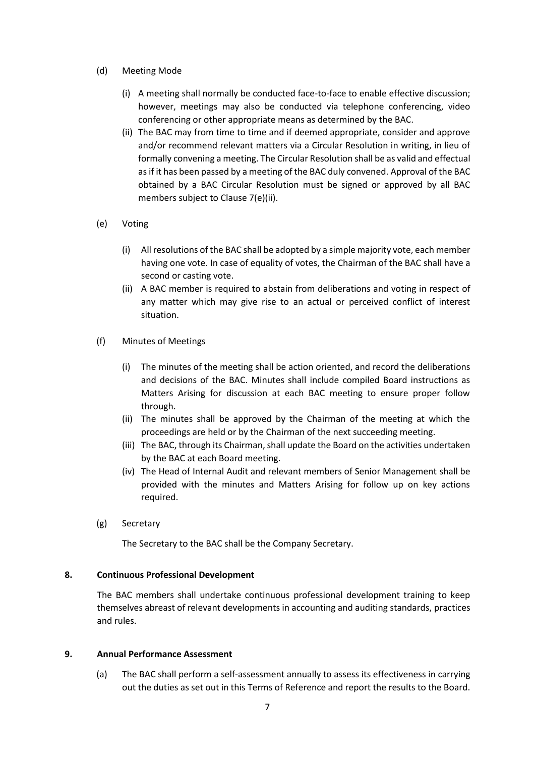(d) Meeting Mode

(i) A meeting shall normally be conducted face-to-face to enable effective discussion; however, meetings may also be conducted via telephone conferencing, video conferencing or other appropriate means as determined by the BAC.

(ii) The BAC may from time to time and if deemed appropriate, consider and approve and/or recommend relevant matters via a Circular Resolution in writing, in lieu of formally convening a meeting. The Circular Resolution shall be as valid and effectual as if it has been passed by a meeting of the BAC duly convened. Approval of the BAC obtained by a BAC Circular Resolution must be signed or approved by all BAC members subject to Clause 7(e)(ii).

(e) Voting

(i) All resolutions of the BAC shall be adopted by a simple majority vote, each member having one vote. In case of equality of votes, the Chairman of the BAC shall have a second or casting vote.

(ii) A BAC member is required to abstain from deliberations and voting in respect of any matter which may give rise to an actual or perceived conflict of interest situation.

(f) Minutes of Meetings

(i) The minutes of the meeting shall be action oriented, and record the deliberations and decisions of the BAC. Minutes shall include compiled Board instructions as Matters Arising for discussion at each BAC meeting to ensure proper follow through.

(ii) The minutes shall be approved by the Chairman of the meeting at which the proceedings are held or by the Chairman of the next succeeding meeting.

(iii) The BAC, through its Chairman, shall update the Board on the activities undertaken by the BAC at each Board meeting.

(iv) The Head of Internal Audit and relevant members of Senior Management shall be provided with the minutes and Matters Arising for follow up on key actions required.

(g) Secretary

The Secretary to the BAC shall be the Company Secretary.

## 8. Continuous Professional Development

The BAC members shall undertake continuous professional development training to keep themselves abreast of relevant developments in accounting and auditing standards, practices and rules.

## 9. Annual Performance Assessment

(a) The BAC shall perform a self-assessment annually to assess its effectiveness in carrying out the duties as set out in this Terms of Reference and report the results to the Board.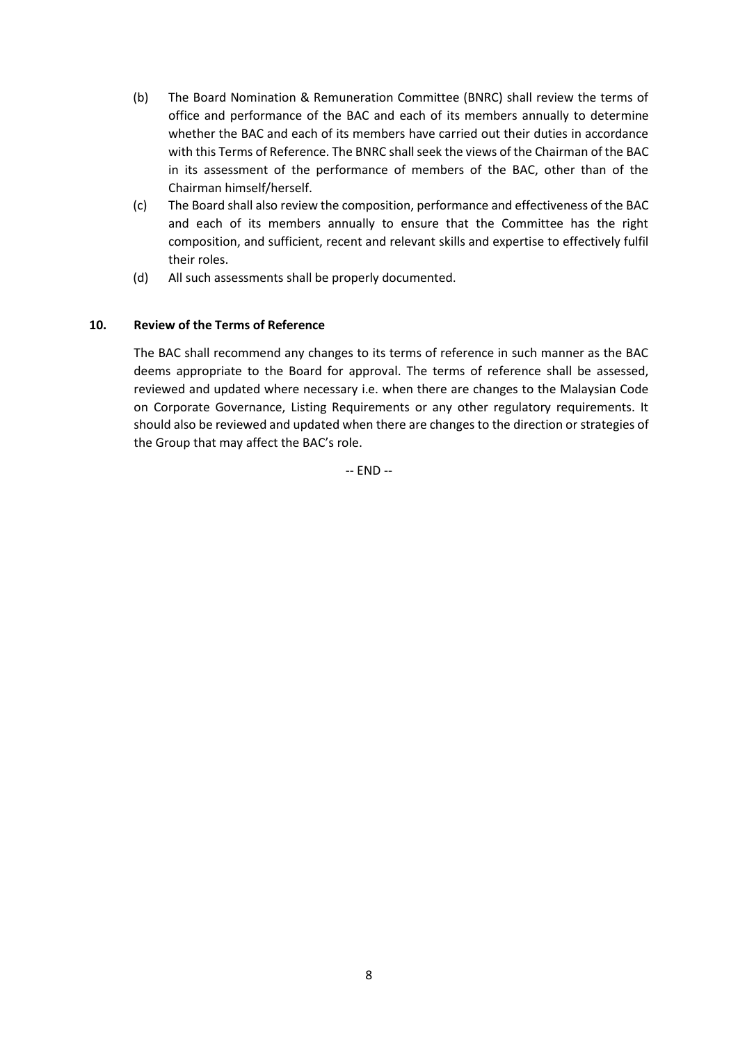(b) The Board Nomination & Remuneration Committee (BNRC) shall review the terms of office and performance of the BAC and each of its members annually to determine whether the BAC and each of its members have carried out their duties in accordance with this Terms of Reference. The BNRC shall seek the views of the Chairman of the BAC in its assessment of the performance of members of the BAC, other than of the Chairman himself/herself.

(c) The Board shall also review the composition, performance and effectiveness of the BAC and each of its members annually to ensure that the Committee has the right composition, and sufficient, recent and relevant skills and expertise to effectively fulfil their roles.

(d) All such assessments shall be properly documented.

## 10. Review of the Terms of Reference

The BAC shall recommend any changes to its terms of reference in such manner as the BAC deems appropriate to the Board for approval. The terms of reference shall be assessed, reviewed and updated where necessary i.e. when there are changes to the Malaysian Code on Corporate Governance, Listing Requirements or any other regulatory requirements. It should also be reviewed and updated when there are changes to the direction or strategies of the Group that may affect the BAC's role.

-- END --